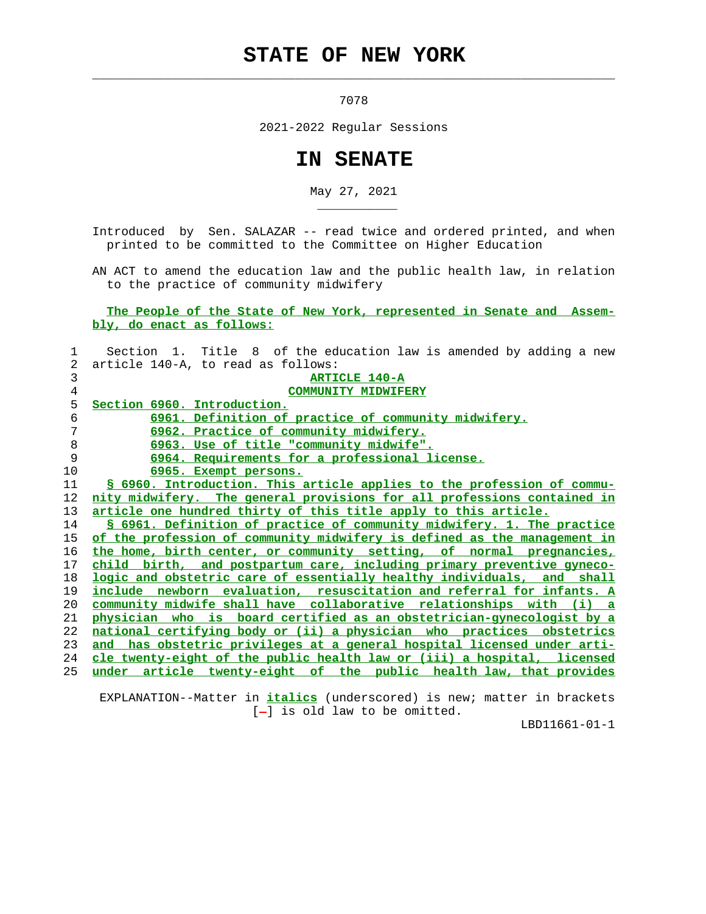# STATE OF NEW YORK

7078

2021-2022 Regular Sessions

# IN SENATE

May 27, 2021

Introduced by Sen. SALAZAR -- read twice and ordered printed, and when printed to be committed to the Committee on Higher Education

AN ACT to amend the education law and the public health law, in relation to the practice of community midwifery

**The People of the State of New York, represented in Senate and Assembly, do enact as follows:**

Section 1. Title 8 of the education law is amended by adding a new article 140-A, to read as follows:

**ARTICLE 140-A**

**COMMUNITY MIDWIFERY**

**Section 6960. Introduction.**

**6961. Definition of practice of community midwifery.**

**6962. Practice of community midwifery.**

**6963. Use of title "community midwife".**

**6964. Requirements for a professional license.**

**6965. Exempt persons.**

**§ 6960. Introduction. This article applies to the profession of community midwifery. The general provisions for all professions contained in article one hundred thirty of this title apply to this article.**

**§ 6961. Definition of practice of community midwifery. 1. The practice of the profession of community midwifery is defined as the management in the home, birth center, or community setting, of normal pregnancies, child birth, and postpartum care, including primary preventive gynecologic and obstetric care of essentially healthy individuals, and shall include newborn evaluation, resuscitation and referral for infants. A community midwife shall have collaborative relationships with (i) a physician who is board certified as an obstetrician-gynecologist by a national certifying body or (ii) a physician who practices obstetrics and has obstetric privileges at a general hospital licensed under article twenty-eight of the public health law or (iii) a hospital, licensed under article twenty-eight of the public health law, that provides**

EXPLANATION--Matter in ***italics*** (underscored) is new; matter in brackets [-] is old law to be omitted.

LBD11661-01-1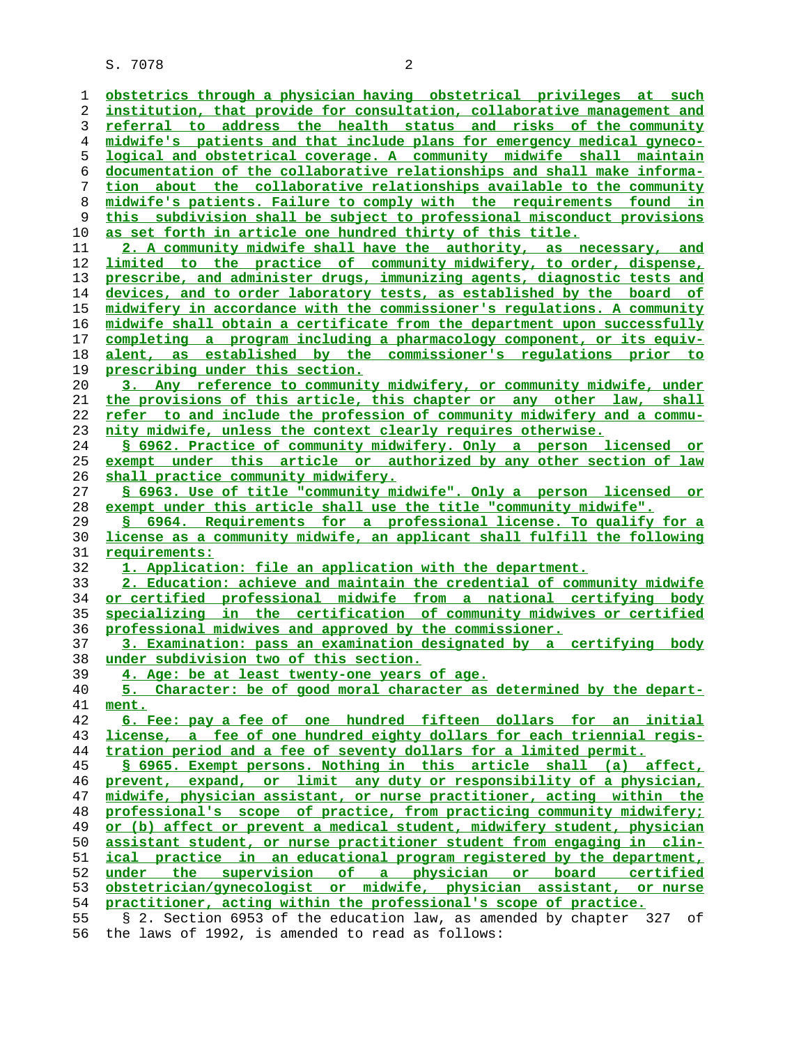obstetrics through a physician having obstetrical privileges at such institution, that provide for consultation, collaborative management and referral to address the health status and risks of the community midwife's patients and that include plans for emergency medical gynecological and obstetrical coverage. A community midwife shall maintain documentation of the collaborative relationships and shall make information about the collaborative relationships available to the community midwife's patients. Failure to comply with the requirements found in this subdivision shall be subject to professional misconduct provisions as set forth in article one hundred thirty of this title.

2. A community midwife shall have the authority, as necessary, and limited to the practice of community midwifery, to order, dispense, prescribe, and administer drugs, immunizing agents, diagnostic tests and devices, and to order laboratory tests, as established by the board of midwifery in accordance with the commissioner's regulations. A community midwife shall obtain a certificate from the department upon successfully completing a program including a pharmacology component, or its equivalent, as established by the commissioner's regulations prior to prescribing under this section.

3. Any reference to community midwifery, or community midwife, under the provisions of this article, this chapter or any other law, shall refer to and include the profession of community midwifery and a community midwife, unless the context clearly requires otherwise.

§ 6962. Practice of community midwifery. Only a person licensed or exempt under this article or authorized by any other section of law shall practice community midwifery.

§ 6963. Use of title "community midwife". Only a person licensed or exempt under this article shall use the title "community midwife".

§ 6964. Requirements for a professional license. To qualify for a license as a community midwife, an applicant shall fulfill the following requirements:

1. Application: file an application with the department.

2. Education: achieve and maintain the credential of community midwife or certified professional midwife from a national certifying body specializing in the certification of community midwives or certified professional midwives and approved by the commissioner.

3. Examination: pass an examination designated by a certifying body under subdivision two of this section.

4. Age: be at least twenty-one years of age.

5. Character: be of good moral character as determined by the department.

6. Fee: pay a fee of one hundred fifteen dollars for an initial license, a fee of one hundred eighty dollars for each triennial registration period and a fee of seventy dollars for a limited permit.

§ 6965. Exempt persons. Nothing in this article shall (a) affect, prevent, expand, or limit any duty or responsibility of a physician, midwife, physician assistant, or nurse practitioner, acting within the professional's scope of practice, from practicing community midwifery; or (b) affect or prevent a medical student, midwifery student, physician assistant student, or nurse practitioner student from engaging in clinical practice in an educational program registered by the department, under the supervision of a physician or board certified obstetrician/gynecologist or midwife, physician assistant, or nurse practitioner, acting within the professional's scope of practice.

§ 2. Section 6953 of the education law, as amended by chapter 327 of the laws of 1992, is amended to read as follows: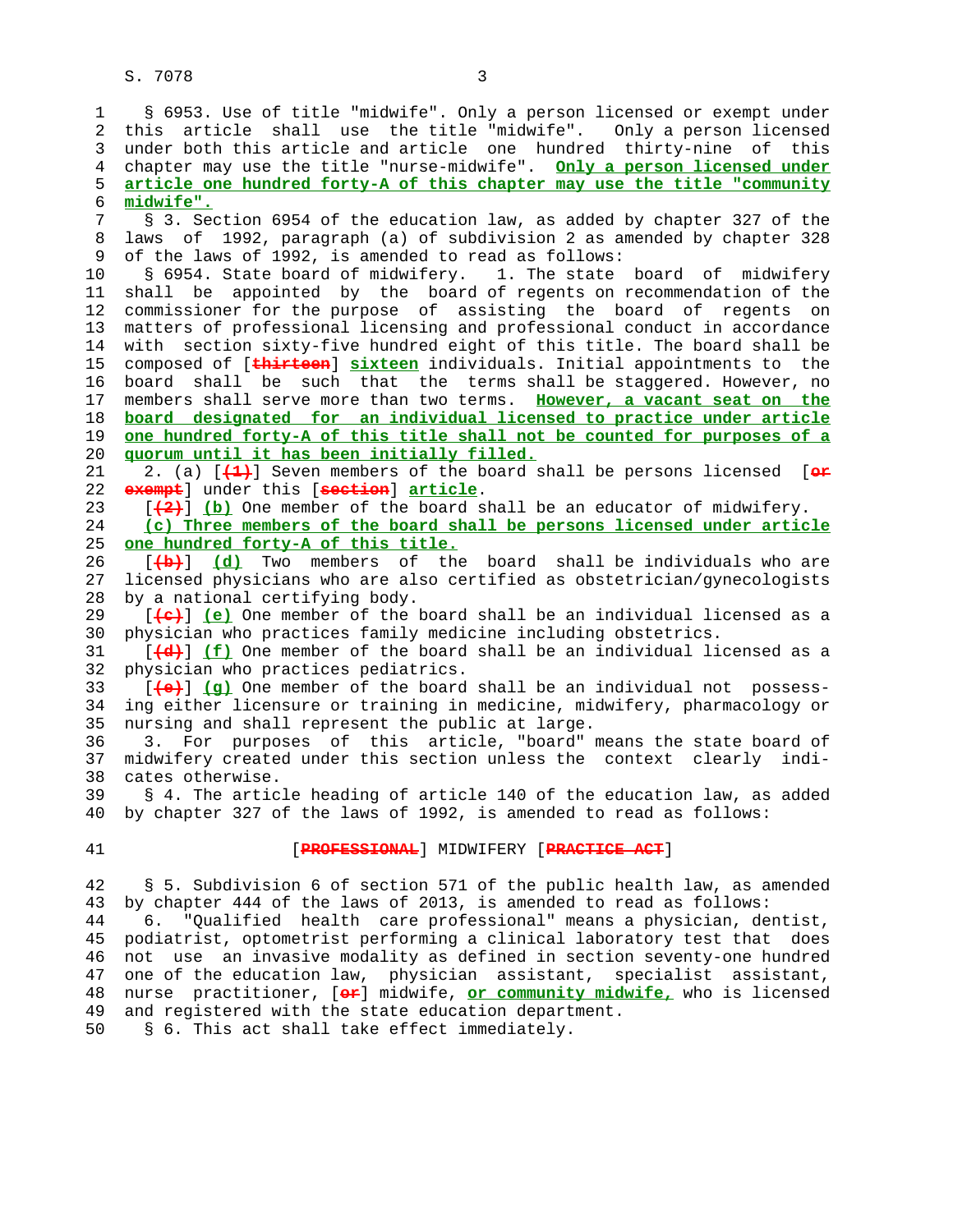§ 6953. Use of title "midwife". Only a person licensed or exempt under this article shall use the title "midwife". Only a person licensed under both this article and article one hundred thirty-nine of this chapter may use the title "nurse-midwife". **Only a person licensed under article one hundred forty-A of this chapter may use the title "community midwife".**

§ 3. Section 6954 of the education law, as added by chapter 327 of the laws of 1992, paragraph (a) of subdivision 2 as amended by chapter 328 of the laws of 1992, is amended to read as follows:

§ 6954. State board of midwifery. 1. The state board of midwifery shall be appointed by the board of regents on recommendation of the commissioner for the purpose of assisting the board of regents on matters of professional licensing and professional conduct in accordance with section sixty-five hundred eight of this title. The board shall be composed of [~~thirteen~~] **sixteen** individuals. Initial appointments to the board shall be such that the terms shall be staggered. However, no members shall serve more than two terms. **However, a vacant seat on the board designated for an individual licensed to practice under article one hundred forty-A of this title shall not be counted for purposes of a quorum until it has been initially filled.**

2. (a) [~~(1)~~] Seven members of the board shall be persons licensed [~~or exempt~~] under this [~~section~~] **article**.

[~~(2)~~] **(b)** One member of the board shall be an educator of midwifery.

**(c) Three members of the board shall be persons licensed under article one hundred forty-A of this title.**

[~~(b)~~] **(d)** Two members of the board shall be individuals who are licensed physicians who are also certified as obstetrician/gynecologists by a national certifying body.

[~~(c)~~] **(e)** One member of the board shall be an individual licensed as a physician who practices family medicine including obstetrics.

[~~(d)~~] **(f)** One member of the board shall be an individual licensed as a physician who practices pediatrics.

[~~(e)~~] **(g)** One member of the board shall be an individual not possessing either licensure or training in medicine, midwifery, pharmacology or nursing and shall represent the public at large.

3. For purposes of this article, "board" means the state board of midwifery created under this section unless the context clearly indicates otherwise.

§ 4. The article heading of article 140 of the education law, as added by chapter 327 of the laws of 1992, is amended to read as follows:

[~~PROFESSIONAL~~] MIDWIFERY [~~PRACTICE ACT~~]

§ 5. Subdivision 6 of section 571 of the public health law, as amended by chapter 444 of the laws of 2013, is amended to read as follows:

6. "Qualified health care professional" means a physician, dentist, podiatrist, optometrist performing a clinical laboratory test that does not use an invasive modality as defined in section seventy-one hundred one of the education law, physician assistant, specialist assistant, nurse practitioner, [~~or~~] midwife, **or community midwife,** who is licensed and registered with the state education department.

§ 6. This act shall take effect immediately.